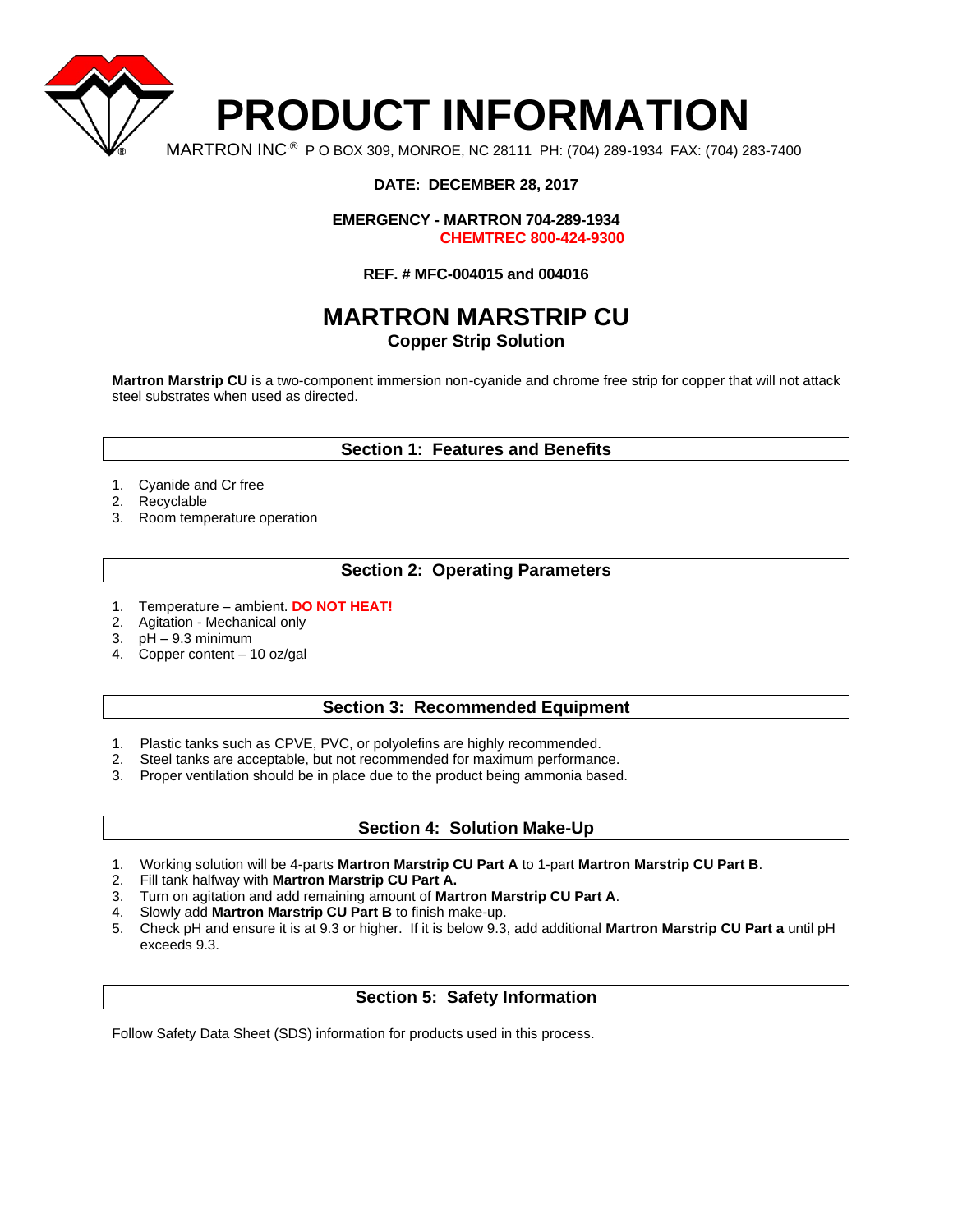# PRODUCT INFORMATION

MARTRON INC.® P O BOX 309, MONROE, NC 28111 PH: (704) 289-1934 FAX: (704) 283-7400

**DATE: DECEMBER 28, 2017**

**EMERGENCY - MARTRON 704-289-1934**
**CHEMTREC 800-424-9300**

**REF. # MFC-004015 and 004016**

## MARTRON MARSTRIP CU

### Copper Strip Solution

**Martron Marstrip CU** is a two-component immersion non-cyanide and chrome free strip for copper that will not attack steel substrates when used as directed.

### Section 1: Features and Benefits

1. Cyanide and Cr free
2. Recyclable
3. Room temperature operation

### Section 2: Operating Parameters

1. Temperature – ambient. **DO NOT HEAT!**
2. Agitation - Mechanical only
3. pH – 9.3 minimum
4. Copper content – 10 oz/gal

### Section 3: Recommended Equipment

1. Plastic tanks such as CPVE, PVC, or polyolefins are highly recommended.
2. Steel tanks are acceptable, but not recommended for maximum performance.
3. Proper ventilation should be in place due to the product being ammonia based.

### Section 4: Solution Make-Up

1. Working solution will be 4-parts **Martron Marstrip CU Part A** to 1-part **Martron Marstrip CU Part B**.
2. Fill tank halfway with **Martron Marstrip CU Part A.**
3. Turn on agitation and add remaining amount of **Martron Marstrip CU Part A**.
4. Slowly add **Martron Marstrip CU Part B** to finish make-up.
5. Check pH and ensure it is at 9.3 or higher. If it is below 9.3, add additional **Martron Marstrip CU Part a** until pH exceeds 9.3.

### Section 5: Safety Information

Follow Safety Data Sheet (SDS) information for products used in this process.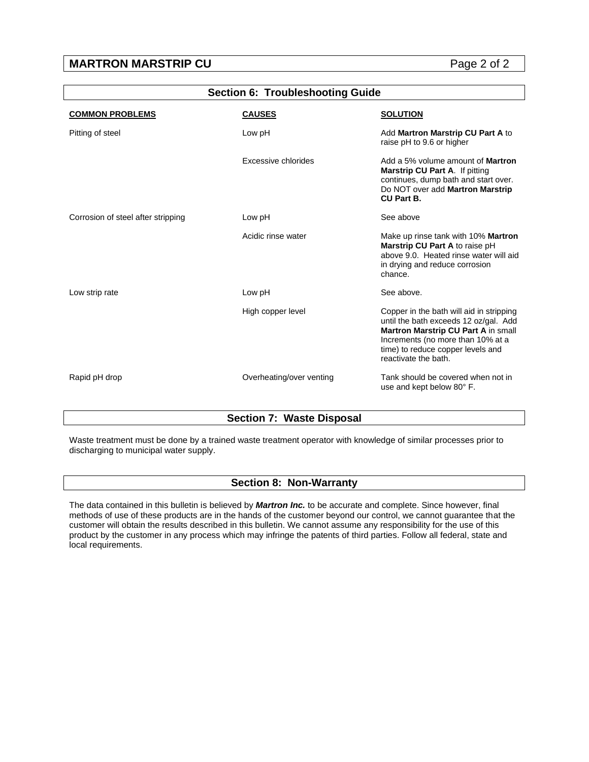## Section 6: Troubleshooting Guide

| **COMMON PROBLEMS** | **CAUSES** | **SOLUTION** |
|---|---|---|
| Pitting of steel | Low pH | Add **Martron Marstrip CU Part A** to raise pH to 9.6 or higher |
| | Excessive chlorides | Add a 5% volume amount of **Martron Marstrip CU Part A**. If pitting continues, dump bath and start over. Do NOT over add **Martron Marstrip CU Part B.** |
| Corrosion of steel after stripping | Low pH | See above |
| | Acidic rinse water | Make up rinse tank with 10% **Martron Marstrip CU Part A** to raise pH above 9.0. Heated rinse water will aid in drying and reduce corrosion chance. |
| Low strip rate | Low pH | See above. |
| | High copper level | Copper in the bath will aid in stripping until the bath exceeds 12 oz/gal. Add **Martron Marstrip CU Part A** in small Increments (no more than 10% at a time) to reduce copper levels and reactivate the bath. |
| Rapid pH drop | Overheating/over venting | Tank should be covered when not in use and kept below 80° F. |

## Section 7: Waste Disposal

Waste treatment must be done by a trained waste treatment operator with knowledge of similar processes prior to discharging to municipal water supply.

## Section 8: Non-Warranty

The data contained in this bulletin is believed by ***Martron Inc.*** to be accurate and complete. Since however, final methods of use of these products are in the hands of the customer beyond our control, we cannot guarantee that the customer will obtain the results described in this bulletin. We cannot assume any responsibility for the use of this product by the customer in any process which may infringe the patents of third parties. Follow all federal, state and local requirements.